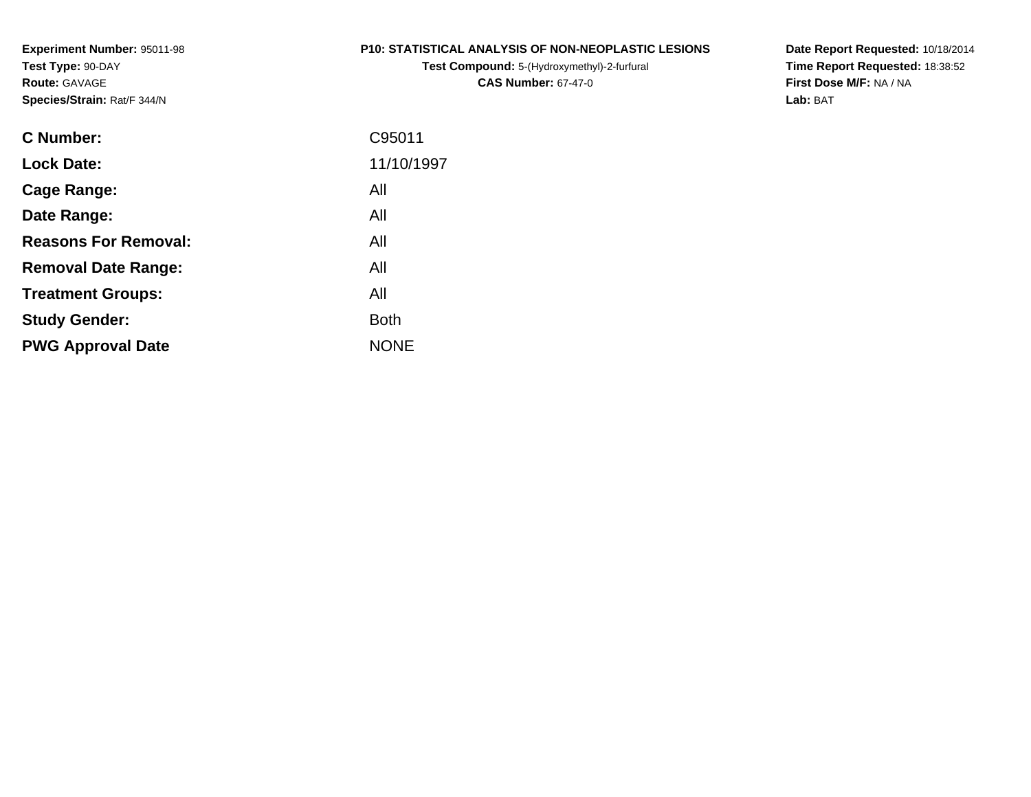**Experiment Number:** 95011-98
**Test Type:** 90-DAY
**Route:** GAVAGE
**Species/Strain:** Rat/F 344/N

**P10: STATISTICAL ANALYSIS OF NON-NEOPLASTIC LESIONS**
**Test Compound:** 5-(Hydroxymethyl)-2-furfural
**CAS Number:** 67-47-0

**Date Report Requested:** 10/18/2014
**Time Report Requested:** 18:38:52
**First Dose M/F:** NA / NA
**Lab:** BAT

| | |
|---|---|
| **C Number:** | C95011 |
| **Lock Date:** | 11/10/1997 |
| **Cage Range:** | All |
| **Date Range:** | All |
| **Reasons For Removal:** | All |
| **Removal Date Range:** | All |
| **Treatment Groups:** | All |
| **Study Gender:** | Both |
| **PWG Approval Date** | NONE |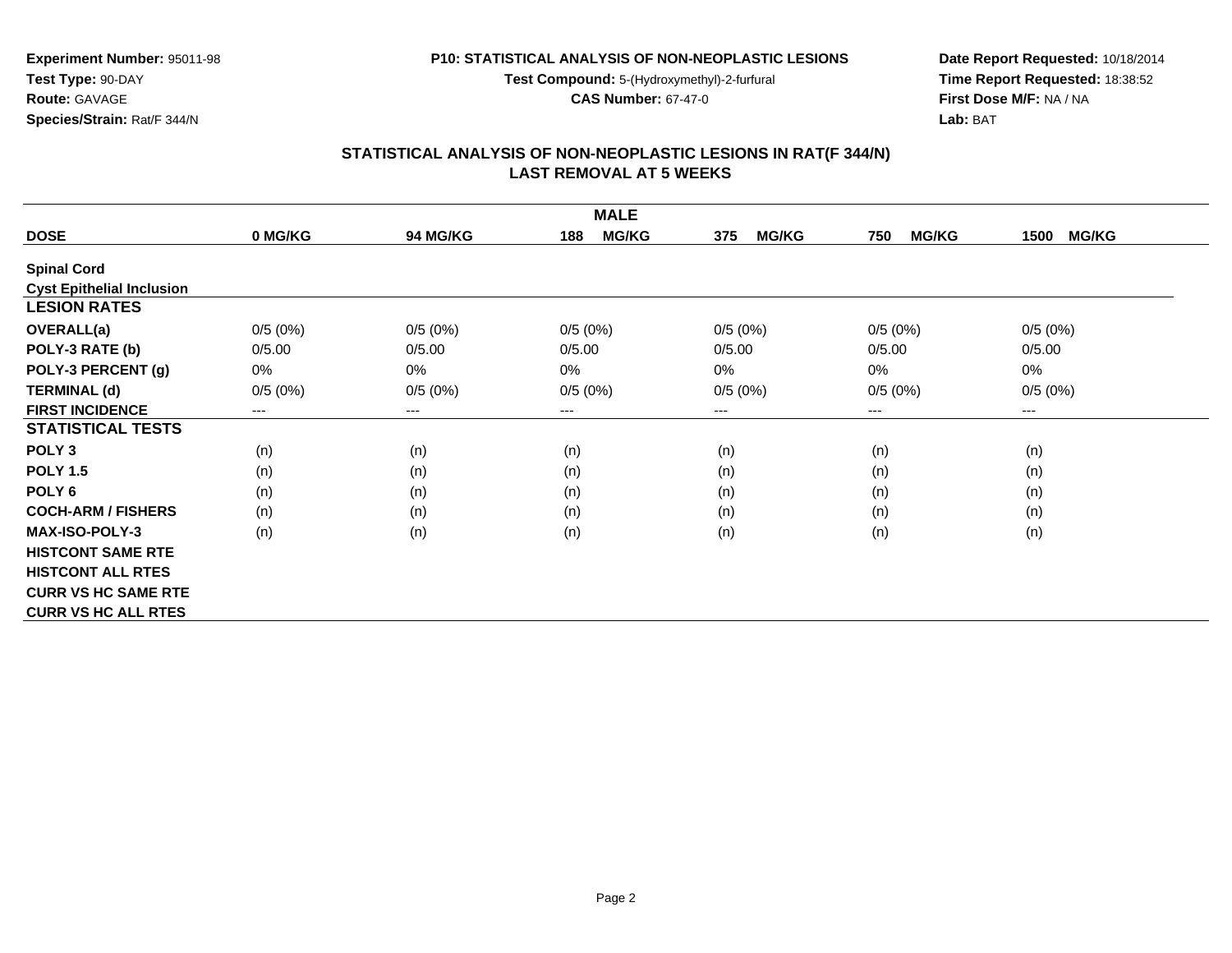**Experiment Number:** 95011-98
**Test Type:** 90-DAY
**Route:** GAVAGE
**Species/Strain:** Rat/F 344/N

**P10: STATISTICAL ANALYSIS OF NON-NEOPLASTIC LESIONS**
**Test Compound:** 5-(Hydroxymethyl)-2-furfural
**CAS Number:** 67-47-0

**Date Report Requested:** 10/18/2014
**Time Report Requested:** 18:38:52
**First Dose M/F:** NA / NA
**Lab:** BAT

## STATISTICAL ANALYSIS OF NON-NEOPLASTIC LESIONS IN RAT(F 344/N)
## LAST REMOVAL AT 5 WEEKS

| MALE | | | | | | |
|---|---|---|---|---|---|---|
| **DOSE** | **0 MG/KG** | **94 MG/KG** | **188 MG/KG** | **375 MG/KG** | **750 MG/KG** | **1500 MG/KG** |
| **Spinal Cord** | | | | | | |
| **Cyst Epithelial Inclusion** | | | | | | |
| **LESION RATES** | | | | | | |
| **OVERALL(a)** | 0/5 (0%) | 0/5 (0%) | 0/5 (0%) | 0/5 (0%) | 0/5 (0%) | 0/5 (0%) |
| **POLY-3 RATE (b)** | 0/5.00 | 0/5.00 | 0/5.00 | 0/5.00 | 0/5.00 | 0/5.00 |
| **POLY-3 PERCENT (g)** | 0% | 0% | 0% | 0% | 0% | 0% |
| **TERMINAL (d)** | 0/5 (0%) | 0/5 (0%) | 0/5 (0%) | 0/5 (0%) | 0/5 (0%) | 0/5 (0%) |
| **FIRST INCIDENCE** | --- | --- | --- | --- | --- | --- |
| **STATISTICAL TESTS** | | | | | | |
| **POLY 3** | (n) | (n) | (n) | (n) | (n) | (n) |
| **POLY 1.5** | (n) | (n) | (n) | (n) | (n) | (n) |
| **POLY 6** | (n) | (n) | (n) | (n) | (n) | (n) |
| **COCH-ARM / FISHERS** | (n) | (n) | (n) | (n) | (n) | (n) |
| **MAX-ISO-POLY-3** | (n) | (n) | (n) | (n) | (n) | (n) |
| **HISTCONT SAME RTE** | | | | | | |
| **HISTCONT ALL RTES** | | | | | | |
| **CURR VS HC SAME RTE** | | | | | | |
| **CURR VS HC ALL RTES** | | | | | | |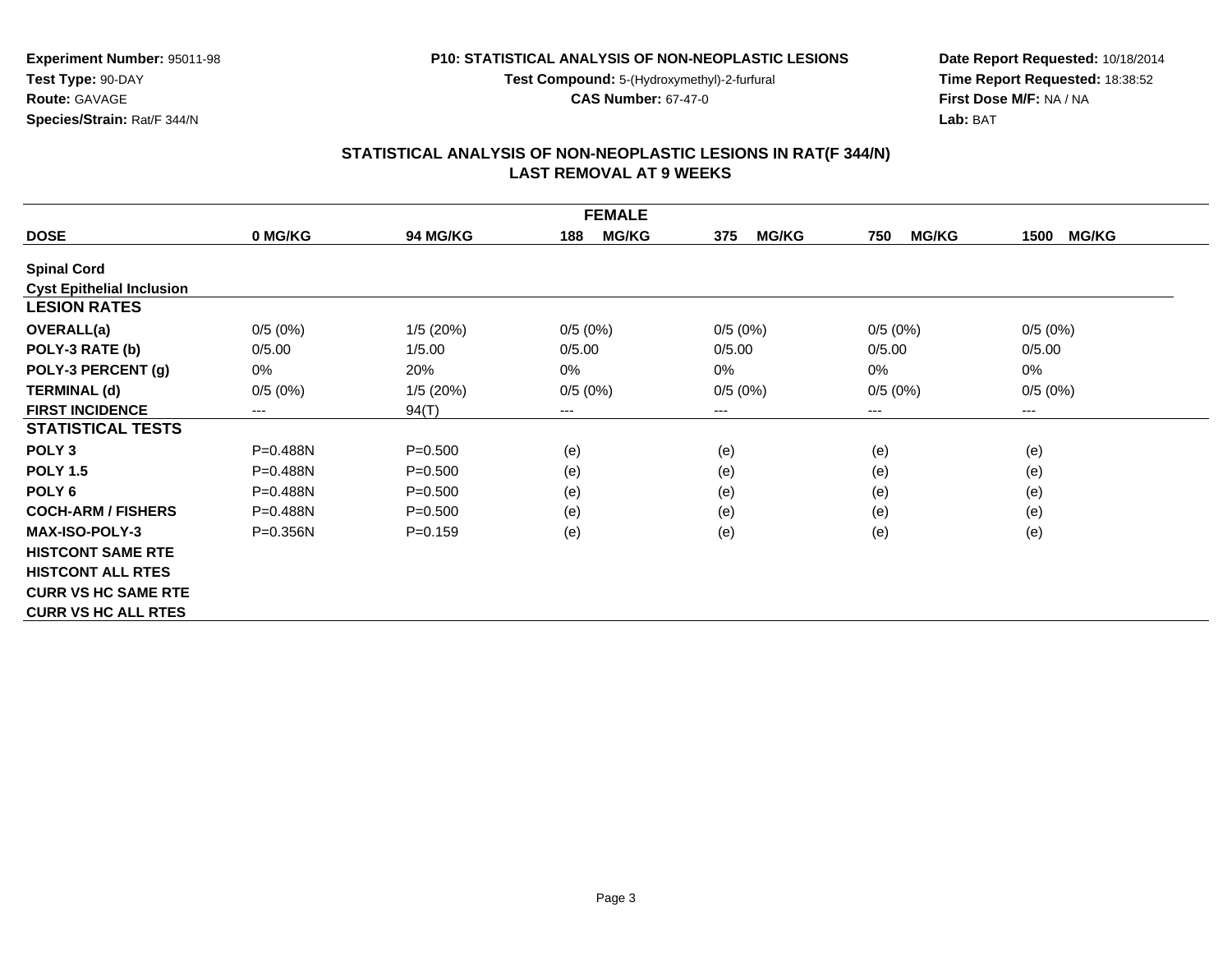**Experiment Number:** 95011-98
**Test Type:** 90-DAY
**Route:** GAVAGE
**Species/Strain:** Rat/F 344/N

**P10: STATISTICAL ANALYSIS OF NON-NEOPLASTIC LESIONS**
**Test Compound:** 5-(Hydroxymethyl)-2-furfural
**CAS Number:** 67-47-0

**Date Report Requested:** 10/18/2014
**Time Report Requested:** 18:38:52
**First Dose M/F:** NA / NA
**Lab:** BAT

## STATISTICAL ANALYSIS OF NON-NEOPLASTIC LESIONS IN RAT(F 344/N) LAST REMOVAL AT 9 WEEKS

| | FEMALE | | | | | |
|---|---|---|---|---|---|---|
| **DOSE** | **0 MG/KG** | **94 MG/KG** | **188 MG/KG** | **375 MG/KG** | **750 MG/KG** | **1500 MG/KG** |
| **Spinal Cord** | | | | | | |
| **Cyst Epithelial Inclusion** | | | | | | |
| **LESION RATES** | | | | | | |
| **OVERALL(a)** | 0/5 (0%) | 1/5 (20%) | 0/5 (0%) | 0/5 (0%) | 0/5 (0%) | 0/5 (0%) |
| **POLY-3 RATE (b)** | 0/5.00 | 1/5.00 | 0/5.00 | 0/5.00 | 0/5.00 | 0/5.00 |
| **POLY-3 PERCENT (g)** | 0% | 20% | 0% | 0% | 0% | 0% |
| **TERMINAL (d)** | 0/5 (0%) | 1/5 (20%) | 0/5 (0%) | 0/5 (0%) | 0/5 (0%) | 0/5 (0%) |
| **FIRST INCIDENCE** | --- | 94(T) | --- | --- | --- | --- |
| **STATISTICAL TESTS** | | | | | | |
| **POLY 3** | P=0.488N | P=0.500 | (e) | (e) | (e) | (e) |
| **POLY 1.5** | P=0.488N | P=0.500 | (e) | (e) | (e) | (e) |
| **POLY 6** | P=0.488N | P=0.500 | (e) | (e) | (e) | (e) |
| **COCH-ARM / FISHERS** | P=0.488N | P=0.500 | (e) | (e) | (e) | (e) |
| **MAX-ISO-POLY-3** | P=0.356N | P=0.159 | (e) | (e) | (e) | (e) |
| **HISTCONT SAME RTE** | | | | | | |
| **HISTCONT ALL RTES** | | | | | | |
| **CURR VS HC SAME RTE** | | | | | | |
| **CURR VS HC ALL RTES** | | | | | | |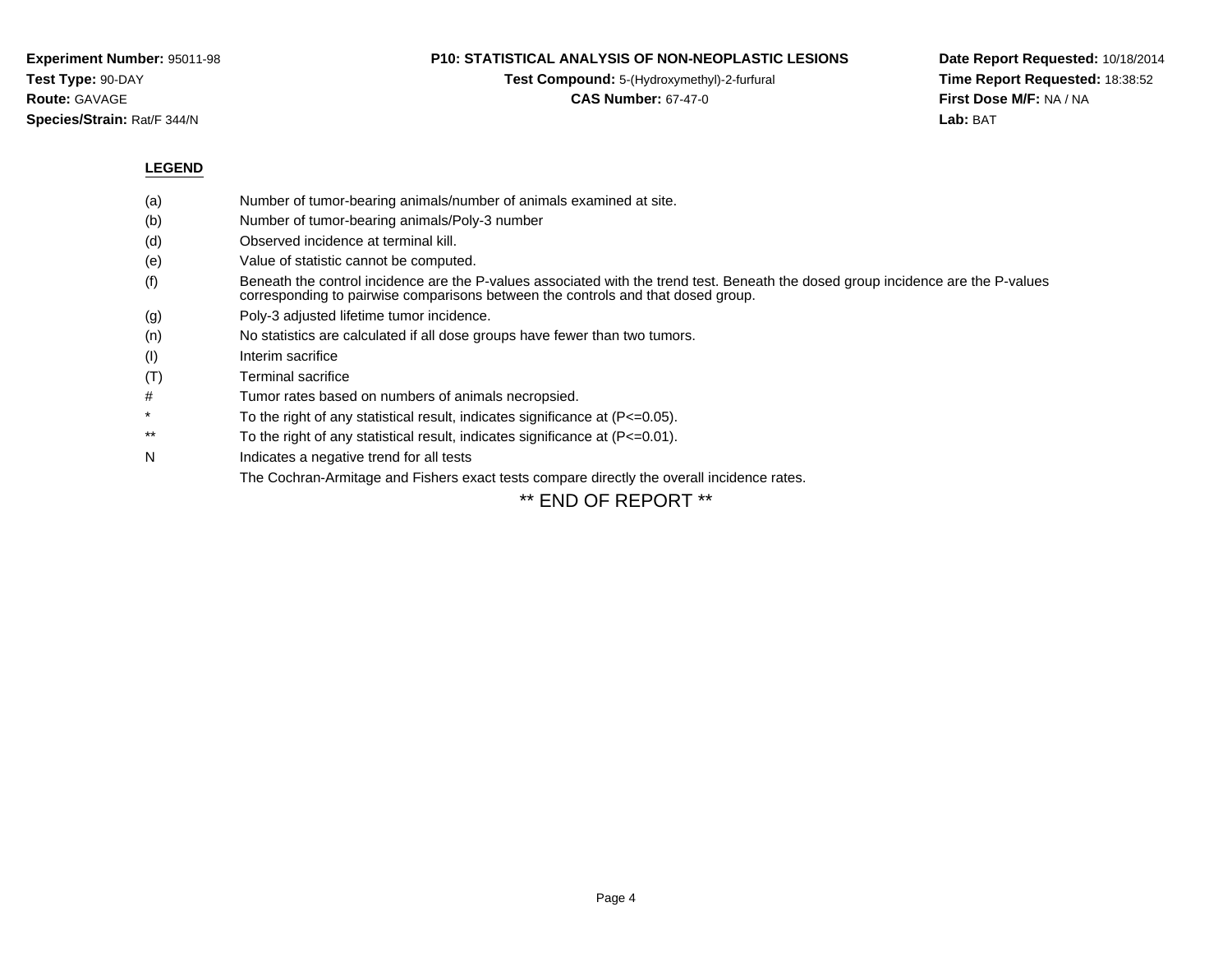**Experiment Number:** 95011-98
**Test Type:** 90-DAY
**Route:** GAVAGE
**Species/Strain:** Rat/F 344/N

**P10: STATISTICAL ANALYSIS OF NON-NEOPLASTIC LESIONS**
**Test Compound:** 5-(Hydroxymethyl)-2-furfural
**CAS Number:** 67-47-0

**Date Report Requested:** 10/18/2014
**Time Report Requested:** 18:38:52
**First Dose M/F:** NA / NA
**Lab:** BAT

**LEGEND**

| | |
|---|---|
| (a) | Number of tumor-bearing animals/number of animals examined at site. |
| (b) | Number of tumor-bearing animals/Poly-3 number |
| (d) | Observed incidence at terminal kill. |
| (e) | Value of statistic cannot be computed. |
| (f) | Beneath the control incidence are the P-values associated with the trend test. Beneath the dosed group incidence are the P-values corresponding to pairwise comparisons between the controls and that dosed group. |
| (g) | Poly-3 adjusted lifetime tumor incidence. |
| (n) | No statistics are calculated if all dose groups have fewer than two tumors. |
| (I) | Interim sacrifice |
| (T) | Terminal sacrifice |
| # | Tumor rates based on numbers of animals necropsied. |
| * | To the right of any statistical result, indicates significance at (P<=0.05). |
| ** | To the right of any statistical result, indicates significance at (P<=0.01). |
| N | Indicates a negative trend for all tests |
| | The Cochran-Armitage and Fishers exact tests compare directly the overall incidence rates. |

** END OF REPORT **